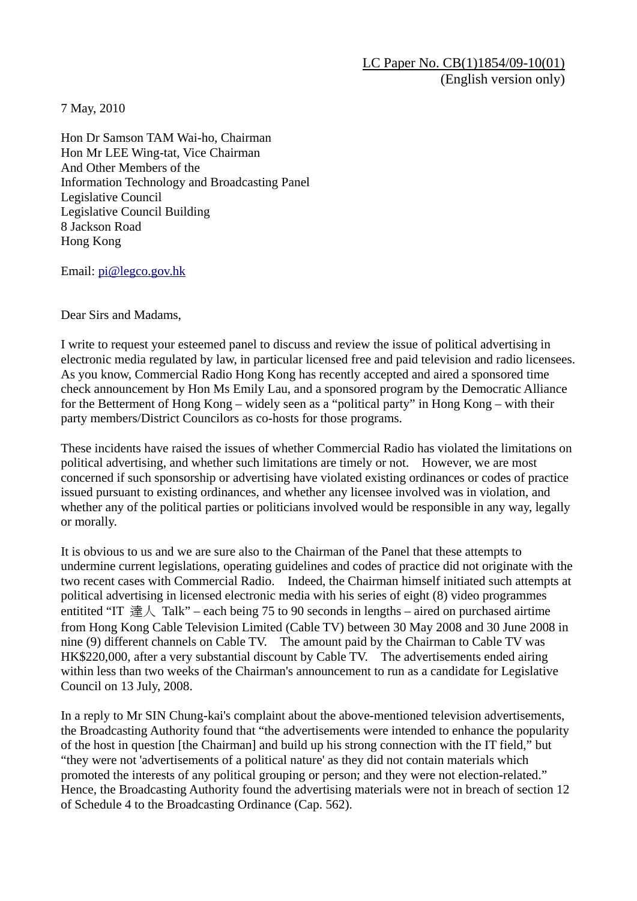LC Paper No. CB(1)1854/09-10(01)
(English version only)

7 May, 2010

Hon Dr Samson TAM Wai-ho, Chairman
Hon Mr LEE Wing-tat, Vice Chairman
And Other Members of the
Information Technology and Broadcasting Panel
Legislative Council
Legislative Council Building
8 Jackson Road
Hong Kong

Email: pi@legco.gov.hk

Dear Sirs and Madams,

I write to request your esteemed panel to discuss and review the issue of political advertising in electronic media regulated by law, in particular licensed free and paid television and radio licensees. As you know, Commercial Radio Hong Kong has recently accepted and aired a sponsored time check announcement by Hon Ms Emily Lau, and a sponsored program by the Democratic Alliance for the Betterment of Hong Kong – widely seen as a "political party" in Hong Kong – with their party members/District Councilors as co-hosts for those programs.

These incidents have raised the issues of whether Commercial Radio has violated the limitations on political advertising, and whether such limitations are timely or not. However, we are most concerned if such sponsorship or advertising have violated existing ordinances or codes of practice issued pursuant to existing ordinances, and whether any licensee involved was in violation, and whether any of the political parties or politicians involved would be responsible in any way, legally or morally.

It is obvious to us and we are sure also to the Chairman of the Panel that these attempts to undermine current legislations, operating guidelines and codes of practice did not originate with the two recent cases with Commercial Radio. Indeed, the Chairman himself initiated such attempts at political advertising in licensed electronic media with his series of eight (8) video programmes entitited "IT 達人 Talk" – each being 75 to 90 seconds in lengths – aired on purchased airtime from Hong Kong Cable Television Limited (Cable TV) between 30 May 2008 and 30 June 2008 in nine (9) different channels on Cable TV. The amount paid by the Chairman to Cable TV was HK$220,000, after a very substantial discount by Cable TV. The advertisements ended airing within less than two weeks of the Chairman's announcement to run as a candidate for Legislative Council on 13 July, 2008.

In a reply to Mr SIN Chung-kai's complaint about the above-mentioned television advertisements, the Broadcasting Authority found that "the advertisements were intended to enhance the popularity of the host in question [the Chairman] and build up his strong connection with the IT field," but "they were not 'advertisements of a political nature' as they did not contain materials which promoted the interests of any political grouping or person; and they were not election-related." Hence, the Broadcasting Authority found the advertising materials were not in breach of section 12 of Schedule 4 to the Broadcasting Ordinance (Cap. 562).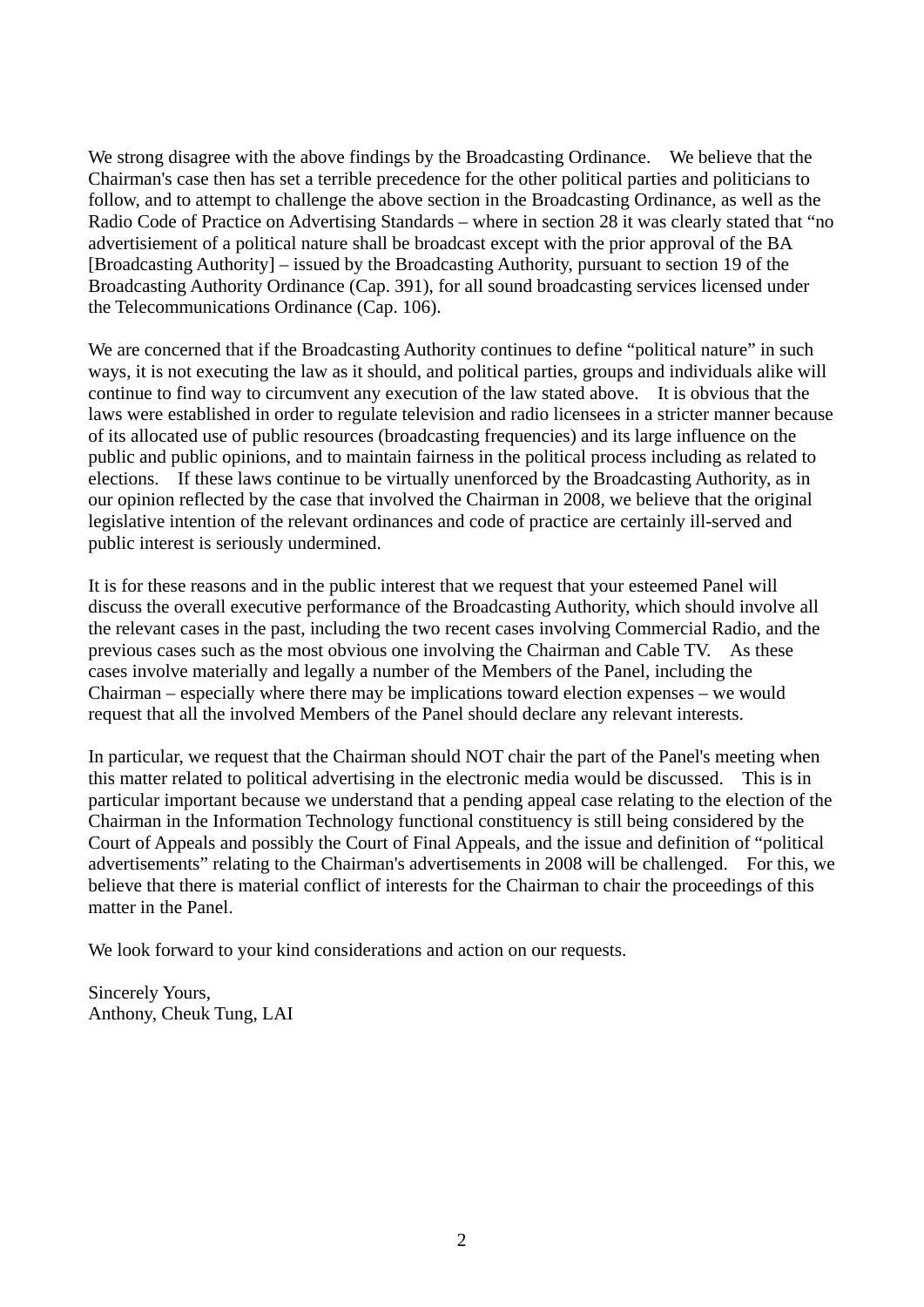We strong disagree with the above findings by the Broadcasting Ordinance. We believe that the Chairman's case then has set a terrible precedence for the other political parties and politicians to follow, and to attempt to challenge the above section in the Broadcasting Ordinance, as well as the Radio Code of Practice on Advertising Standards – where in section 28 it was clearly stated that "no advertisiement of a political nature shall be broadcast except with the prior approval of the BA [Broadcasting Authority] – issued by the Broadcasting Authority, pursuant to section 19 of the Broadcasting Authority Ordinance (Cap. 391), for all sound broadcasting services licensed under the Telecommunications Ordinance (Cap. 106).

We are concerned that if the Broadcasting Authority continues to define "political nature" in such ways, it is not executing the law as it should, and political parties, groups and individuals alike will continue to find way to circumvent any execution of the law stated above. It is obvious that the laws were established in order to regulate television and radio licensees in a stricter manner because of its allocated use of public resources (broadcasting frequencies) and its large influence on the public and public opinions, and to maintain fairness in the political process including as related to elections. If these laws continue to be virtually unenforced by the Broadcasting Authority, as in our opinion reflected by the case that involved the Chairman in 2008, we believe that the original legislative intention of the relevant ordinances and code of practice are certainly ill-served and public interest is seriously undermined.

It is for these reasons and in the public interest that we request that your esteemed Panel will discuss the overall executive performance of the Broadcasting Authority, which should involve all the relevant cases in the past, including the two recent cases involving Commercial Radio, and the previous cases such as the most obvious one involving the Chairman and Cable TV. As these cases involve materially and legally a number of the Members of the Panel, including the Chairman – especially where there may be implications toward election expenses – we would request that all the involved Members of the Panel should declare any relevant interests.

In particular, we request that the Chairman should NOT chair the part of the Panel's meeting when this matter related to political advertising in the electronic media would be discussed. This is in particular important because we understand that a pending appeal case relating to the election of the Chairman in the Information Technology functional constituency is still being considered by the Court of Appeals and possibly the Court of Final Appeals, and the issue and definition of "political advertisements" relating to the Chairman's advertisements in 2008 will be challenged. For this, we believe that there is material conflict of interests for the Chairman to chair the proceedings of this matter in the Panel.

We look forward to your kind considerations and action on our requests.

Sincerely Yours,
Anthony, Cheuk Tung, LAI